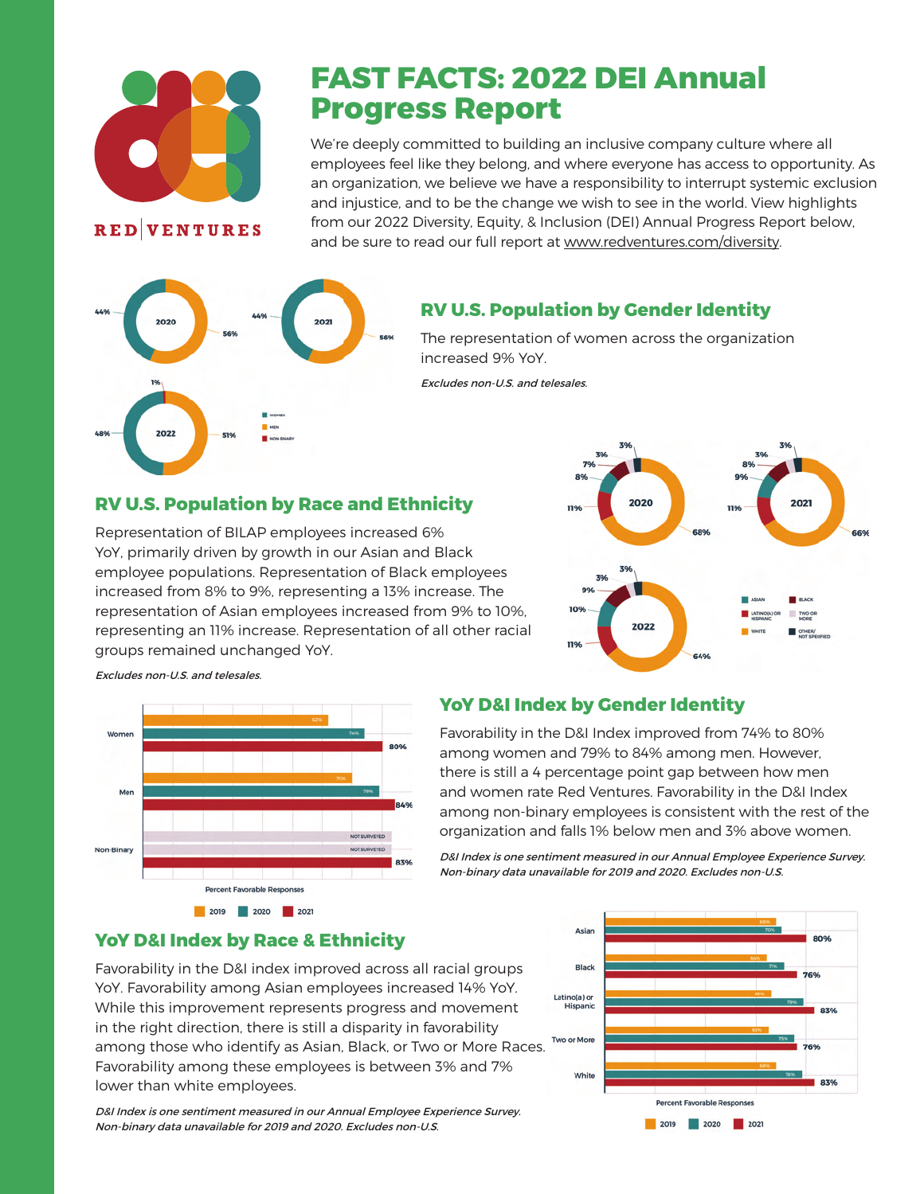# FAST FACTS: 2022 DEI Annual Progress Report

RED | VENTURES

We're deeply committed to building an inclusive company culture where all employees feel like they belong, and where everyone has access to opportunity. As an organization, we believe we have a responsibility to interrupt systemic exclusion and injustice, and to be the change we wish to see in the world. View highlights from our 2022 Diversity, Equity, & Inclusion (DEI) Annual Progress Report below, and be sure to read our full report at www.redventures.com/diversity.

## RV U.S. Population by Gender Identity

The representation of women across the organization increased 9% YoY.

*Excludes non-U.S. and telesales.*

| Year | Women | Men | Non-Binary |
|---|---|---|---|
| 2020 | 44% | 56% | |
| 2021 | 44% | 56% | |
| 2022 | 48% | 51% | 1% |

## RV U.S. Population by Race and Ethnicity

Representation of BILAP employees increased 6% YoY, primarily driven by growth in our Asian and Black employee populations. Representation of Black employees increased from 8% to 9%, representing a 13% increase. The representation of Asian employees increased from 9% to 10%, representing an 11% increase. Representation of all other racial groups remained unchanged YoY.

*Excludes non-U.S. and telesales.*

| Year | Asian | Latino(a) or Hispanic | Black | Two or More | Other/Not Specified | White |
|---|---|---|---|---|---|---|
| 2020 | 8% | 11% | 7% | 3% | 3% | 68% |
| 2021 | 9% | 11% | 8% | 3% | 3% | 66% |
| 2022 | 10% | 11% | 9% | 3% | 3% | 64% |

## YoY D&I Index by Gender Identity

Favorability in the D&I Index improved from 74% to 80% among women and 79% to 84% among men. However, there is still a 4 percentage point gap between how men and women rate Red Ventures. Favorability in the D&I Index among non-binary employees is consistent with the rest of the organization and falls 1% below men and 3% above women.

*D&I Index is one sentiment measured in our Annual Employee Experience Survey. Non-binary data unavailable for 2019 and 2020. Excludes non-U.S.*

Percent Favorable Responses

| | 2019 | 2020 | 2021 |
|---|---|---|---|
| Women | 62% | 74% | 80% |
| Men | 70% | 79% | 84% |
| Non-Binary | NOT SURVEYED | NOT SURVEYED | 83% |

## YoY D&I Index by Race & Ethnicity

Favorability in the D&I index improved across all racial groups YoY. Favorability among Asian employees increased 14% YoY. While this improvement represents progress and movement in the right direction, there is still a disparity in favorability among those who identify as Asian, Black, or Two or More Races. Favorability among these employees is between 3% and 7% lower than white employees.

*D&I Index is one sentiment measured in our Annual Employee Experience Survey. Non-binary data unavailable for 2019 and 2020. Excludes non-U.S.*

Percent Favorable Responses

| | 2019 | 2020 | 2021 |
|---|---|---|---|
| Asian | 68% | 70% | 80% |
| Black | 64% | 71% | 76% |
| Latino(a) or Hispanic | 66% | 79% | 83% |
| Two or More | 65% | 75% | 76% |
| White | 68% | 78% | 83% |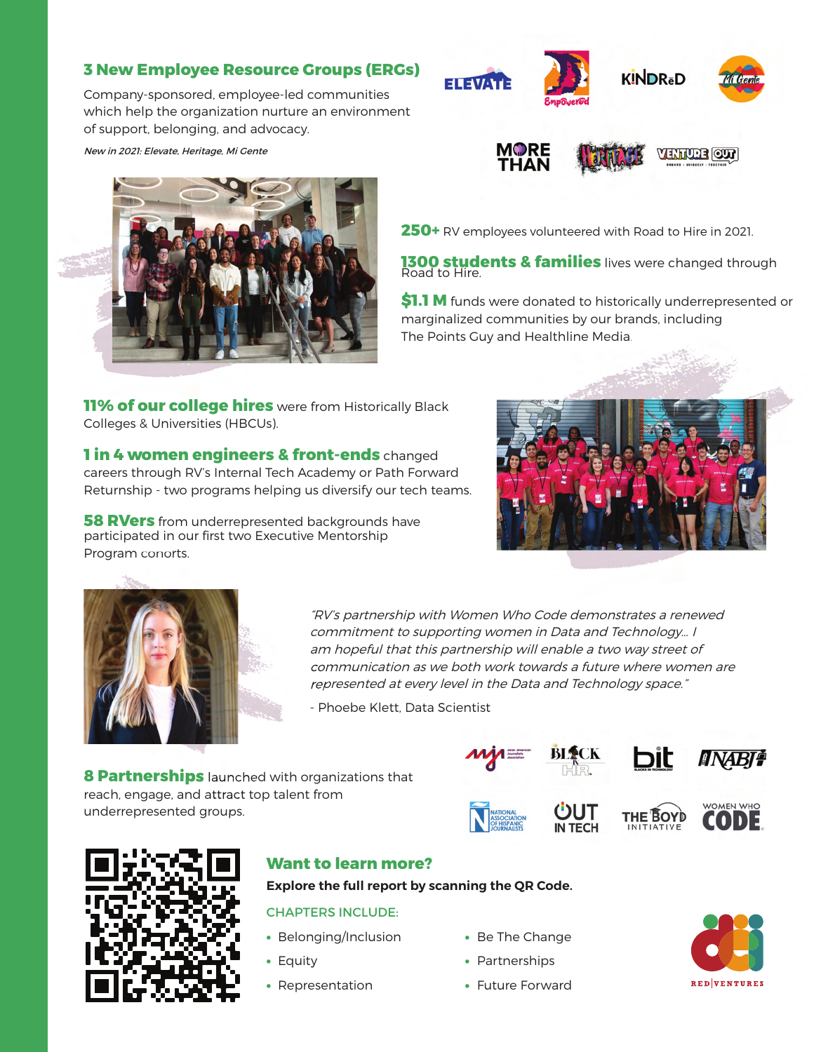## 3 New Employee Resource Groups (ERGs)

Company-sponsored, employee-led communities which help the organization nurture an environment of support, belonging, and advocacy.

*New in 2021: Elevate, Heritage, Mi Gente*

**250+** RV employees volunteered with Road to Hire in 2021.

**1300 students & families** lives were changed through Road to Hire.

**$1.1 M** funds were donated to historically underrepresented or marginalized communities by our brands, including The Points Guy and Healthline Media.

**11% of our college hires** were from Historically Black Colleges & Universities (HBCUs).

**1 in 4 women engineers & front-ends** changed careers through RV's Internal Tech Academy or Path Forward Returnship - two programs helping us diversify our tech teams.

**58 RVers** from underrepresented backgrounds have participated in our first two Executive Mentorship Program cohorts.

*"RV's partnership with Women Who Code demonstrates a renewed commitment to supporting women in Data and Technology... I am hopeful that this partnership will enable a two way street of communication as we both work towards a future where women are represented at every level in the Data and Technology space."*

- Phoebe Klett, Data Scientist

**8 Partnerships** launched with organizations that reach, engage, and attract top talent from underrepresented groups.

## Want to learn more?

**Explore the full report by scanning the QR Code.**

CHAPTERS INCLUDE:

- Belonging/Inclusion
- Equity
- Representation
- Be The Change
- Partnerships
- Future Forward